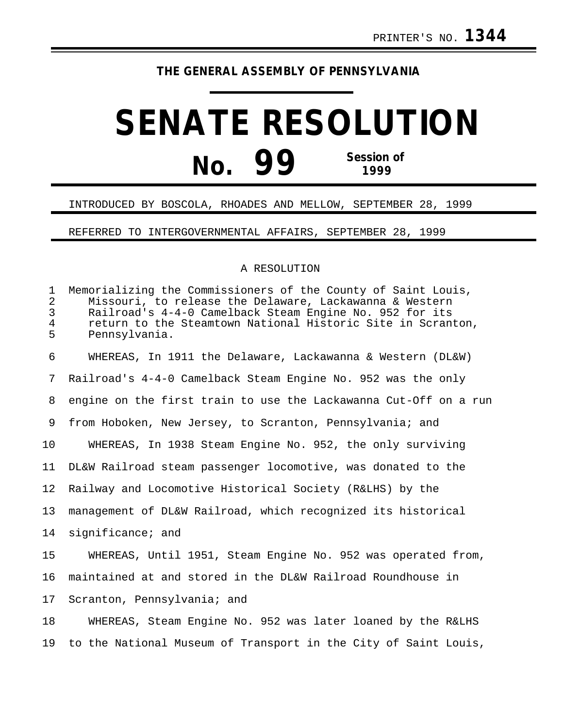PRINTER'S NO. **1344**

**THE GENERAL ASSEMBLY OF PENNSYLVANIA**

# SENATE RESOLUTION

# No. 99

**Session of 1999**

INTRODUCED BY BOSCOLA, RHOADES AND MELLOW, SEPTEMBER 28, 1999

REFERRED TO INTERGOVERNMENTAL AFFAIRS, SEPTEMBER 28, 1999

A RESOLUTION

Memorializing the Commissioners of the County of Saint Louis, Missouri, to release the Delaware, Lackawanna & Western Railroad's 4-4-0 Camelback Steam Engine No. 952 for its return to the Steamtown National Historic Site in Scranton, Pennsylvania.

WHEREAS, In 1911 the Delaware, Lackawanna & Western (DL&W) Railroad's 4-4-0 Camelback Steam Engine No. 952 was the only engine on the first train to use the Lackawanna Cut-Off on a run from Hoboken, New Jersey, to Scranton, Pennsylvania; and

WHEREAS, In 1938 Steam Engine No. 952, the only surviving DL&W Railroad steam passenger locomotive, was donated to the Railway and Locomotive Historical Society (R&LHS) by the management of DL&W Railroad, which recognized its historical significance; and

WHEREAS, Until 1951, Steam Engine No. 952 was operated from, maintained at and stored in the DL&W Railroad Roundhouse in Scranton, Pennsylvania; and

WHEREAS, Steam Engine No. 952 was later loaned by the R&LHS to the National Museum of Transport in the City of Saint Louis,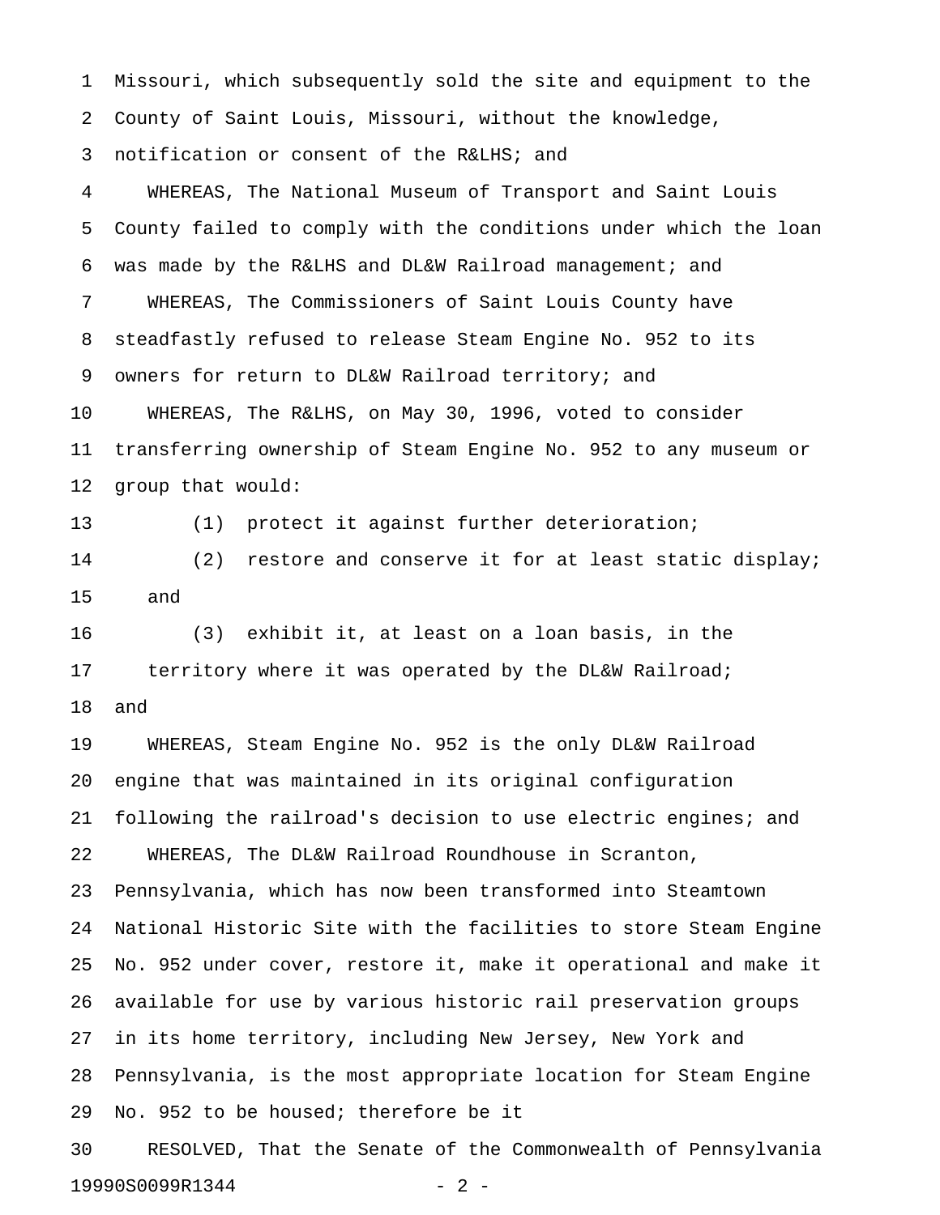Missouri, which subsequently sold the site and equipment to the County of Saint Louis, Missouri, without the knowledge, notification or consent of the R&LHS; and

WHEREAS, The National Museum of Transport and Saint Louis County failed to comply with the conditions under which the loan was made by the R&LHS and DL&W Railroad management; and

WHEREAS, The Commissioners of Saint Louis County have steadfastly refused to release Steam Engine No. 952 to its owners for return to DL&W Railroad territory; and

WHEREAS, The R&LHS, on May 30, 1996, voted to consider transferring ownership of Steam Engine No. 952 to any museum or group that would:

(1) protect it against further deterioration;

(2) restore and conserve it for at least static display; and

(3) exhibit it, at least on a loan basis, in the territory where it was operated by the DL&W Railroad;

and

WHEREAS, Steam Engine No. 952 is the only DL&W Railroad engine that was maintained in its original configuration following the railroad's decision to use electric engines; and

WHEREAS, The DL&W Railroad Roundhouse in Scranton, Pennsylvania, which has now been transformed into Steamtown National Historic Site with the facilities to store Steam Engine No. 952 under cover, restore it, make it operational and make it available for use by various historic rail preservation groups in its home territory, including New Jersey, New York and Pennsylvania, is the most appropriate location for Steam Engine No. 952 to be housed; therefore be it

RESOLVED, That the Senate of the Commonwealth of Pennsylvania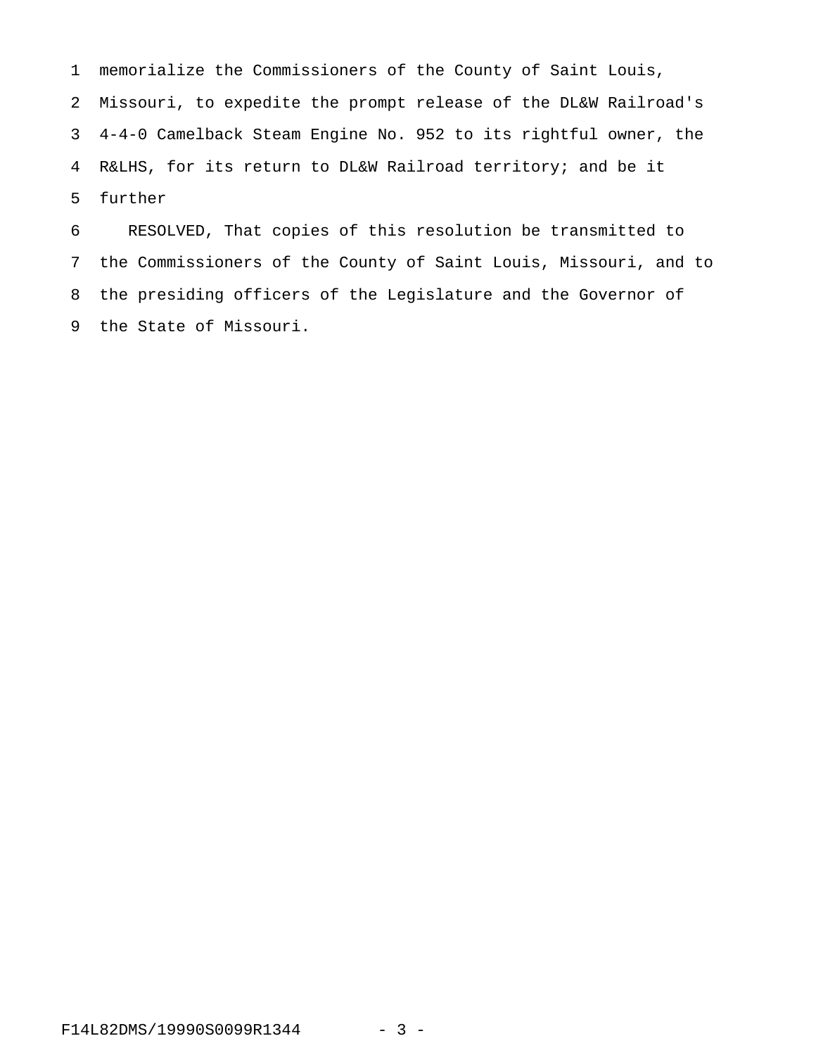memorialize the Commissioners of the County of Saint Louis, Missouri, to expedite the prompt release of the DL&W Railroad's 4-4-0 Camelback Steam Engine No. 952 to its rightful owner, the R&LHS, for its return to DL&W Railroad territory; and be it further

RESOLVED, That copies of this resolution be transmitted to the Commissioners of the County of Saint Louis, Missouri, and to the presiding officers of the Legislature and the Governor of the State of Missouri.